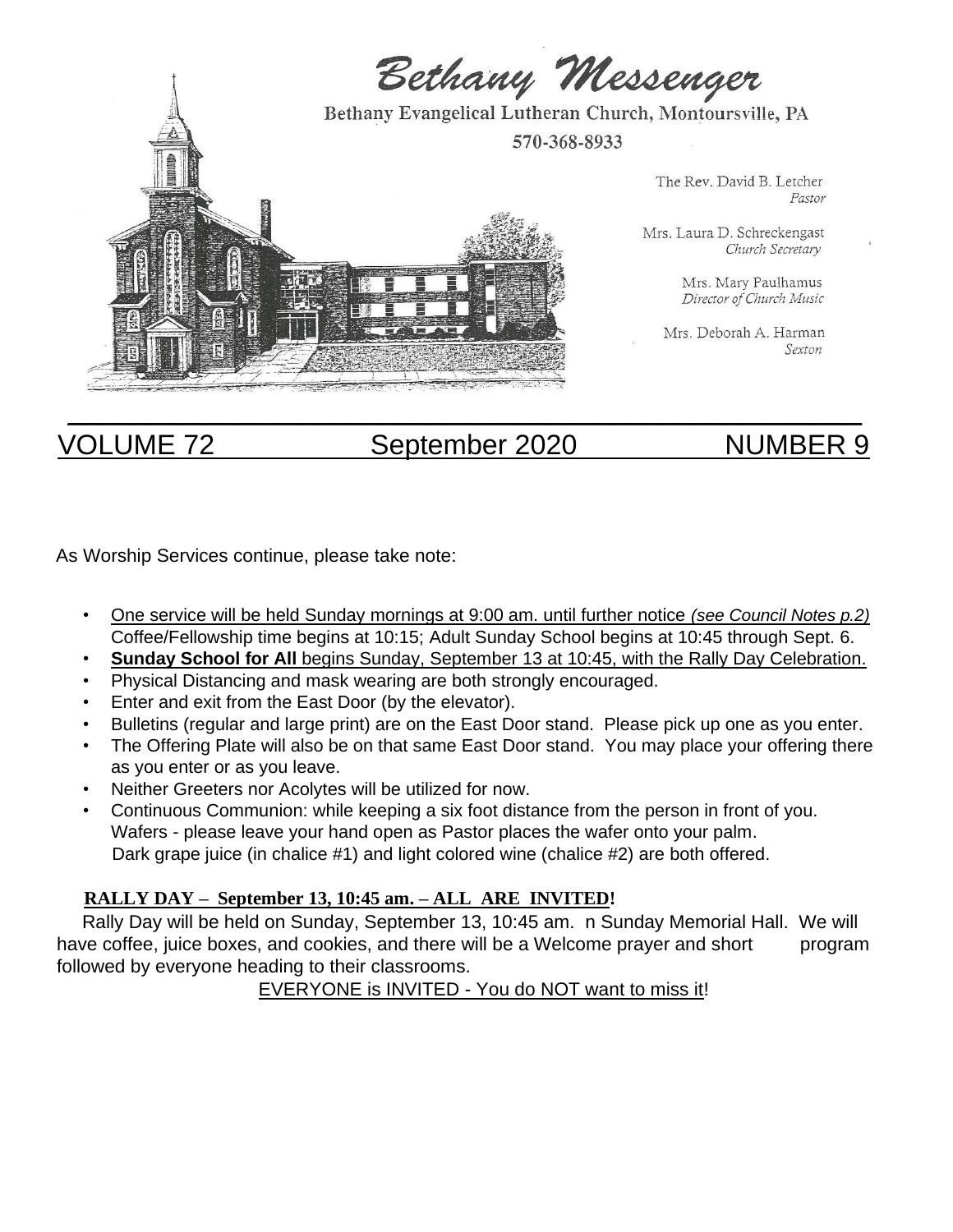# Bethany Messenger

Bethany Evangelical Lutheran Church, Montoursville, PA

570-368-8933

The Rev. David B. Letcher
*Pastor*

Mrs. Laura D. Schreckengast
*Church Secretary*

Mrs. Mary Paulhamus
*Director of Church Music*

Mrs. Deborah A. Harman
*Sexton*

VOLUME 72 September 2020 NUMBER 9

As Worship Services continue, please take note:

- One service will be held Sunday mornings at 9:00 am. until further notice *(see Council Notes p.2)* Coffee/Fellowship time begins at 10:15; Adult Sunday School begins at 10:45 through Sept. 6.
- **Sunday School for All** begins Sunday, September 13 at 10:45, with the Rally Day Celebration.
- Physical Distancing and mask wearing are both strongly encouraged.
- Enter and exit from the East Door (by the elevator).
- Bulletins (regular and large print) are on the East Door stand. Please pick up one as you enter.
- The Offering Plate will also be on that same East Door stand. You may place your offering there as you enter or as you leave.
- Neither Greeters nor Acolytes will be utilized for now.
- Continuous Communion: while keeping a six foot distance from the person in front of you. Wafers - please leave your hand open as Pastor places the wafer onto your palm. Dark grape juice (in chalice #1) and light colored wine (chalice #2) are both offered.

**RALLY DAY – September 13, 10:45 am. – ALL ARE INVITED!**

Rally Day will be held on Sunday, September 13, 10:45 am. n Sunday Memorial Hall. We will have coffee, juice boxes, and cookies, and there will be a Welcome prayer and short program followed by everyone heading to their classrooms.

EVERYONE is INVITED - You do NOT want to miss it!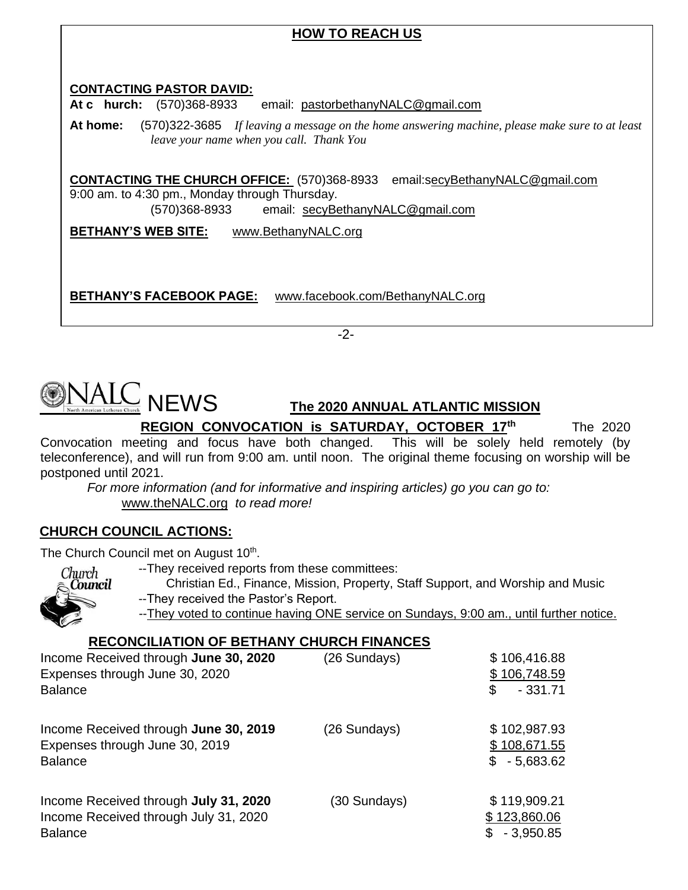## HOW TO REACH US

**CONTACTING PASTOR DAVID:**

**At c hurch:** (570)368-8933 email: pastorbethanyNALC@gmail.com

**At home:** (570)322-3685 *If leaving a message on the home answering machine, please make sure to at least leave your name when you call. Thank You*

**CONTACTING THE CHURCH OFFICE:** (570)368-8933 email:secyBethanyNALC@gmail.com
9:00 am. to 4:30 pm., Monday through Thursday.
(570)368-8933 email: secyBethanyNALC@gmail.com

**BETHANY'S WEB SITE:** www.BethanyNALC.org

**BETHANY'S FACEBOOK PAGE:** www.facebook.com/BethanyNALC.org

## NALC NEWS

**The 2020 ANNUAL ATLANTIC MISSION REGION CONVOCATION is SATURDAY, OCTOBER 17th** The 2020 Convocation meeting and focus have both changed. This will be solely held remotely (by teleconference), and will run from 9:00 am. until noon. The original theme focusing on worship will be postponed until 2021.

*For more information (and for informative and inspiring articles) go you can go to:* www.theNALC.org *to read more!*

## CHURCH COUNCIL ACTIONS:

The Church Council met on August 10th.

--They received reports from these committees:
Christian Ed., Finance, Mission, Property, Staff Support, and Worship and Music

--They received the Pastor's Report.

--They voted to continue having ONE service on Sundays, 9:00 am., until further notice.

### RECONCILIATION OF BETHANY CHURCH FINANCES

| | | |
|---|---|---|
| Income Received through **June 30, 2020** | (26 Sundays) | $ 106,416.88 |
| Expenses through June 30, 2020 | | $ 106,748.59 |
| Balance | | $ - 331.71 |
| | | |
| Income Received through **June 30, 2019** | (26 Sundays) | $ 102,987.93 |
| Expenses through June 30, 2019 | | $ 108,671.55 |
| Balance | | $ - 5,683.62 |
| | | |
| Income Received through **July 31, 2020** | (30 Sundays) | $ 119,909.21 |
| Income Received through July 31, 2020 | | $ 123,860.06 |
| Balance | | $ - 3,950.85 |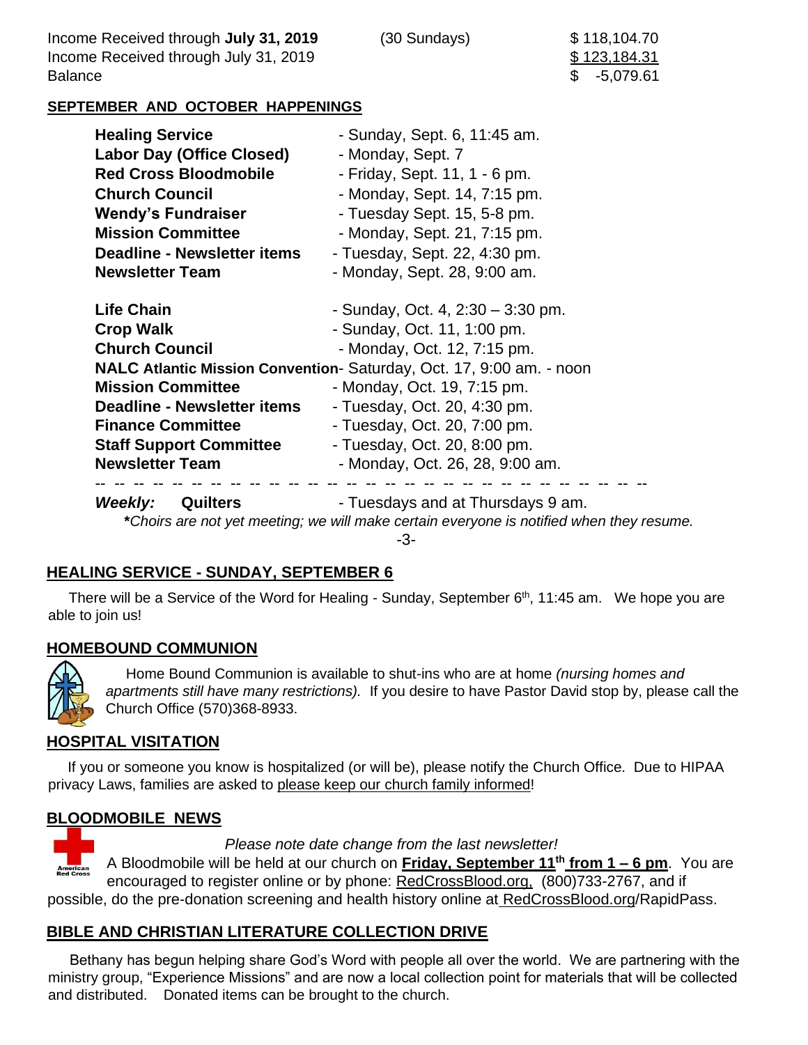Income Received through **July 31, 2019** (30 Sundays) $ 118,104.70
Income Received through July 31, 2019 $ 123,184.31
Balance $ -5,079.61

**SEPTEMBER AND OCTOBER HAPPENINGS**

| | |
|---|---|
| **Healing Service** | - Sunday, Sept. 6, 11:45 am. |
| **Labor Day (Office Closed)** | - Monday, Sept. 7 |
| **Red Cross Bloodmobile** | - Friday, Sept. 11, 1 - 6 pm. |
| **Church Council** | - Monday, Sept. 14, 7:15 pm. |
| **Wendy's Fundraiser** | - Tuesday Sept. 15, 5-8 pm. |
| **Mission Committee** | - Monday, Sept. 21, 7:15 pm. |
| **Deadline - Newsletter items** | - Tuesday, Sept. 22, 4:30 pm. |
| **Newsletter Team** | - Monday, Sept. 28, 9:00 am. |
| **Life Chain** | - Sunday, Oct. 4, 2:30 – 3:30 pm. |
| **Crop Walk** | - Sunday, Oct. 11, 1:00 pm. |
| **Church Council** | - Monday, Oct. 12, 7:15 pm. |
| **NALC Atlantic Mission Convention** | - Saturday, Oct. 17, 9:00 am. - noon |
| **Mission Committee** | - Monday, Oct. 19, 7:15 pm. |
| **Deadline - Newsletter items** | - Tuesday, Oct. 20, 4:30 pm. |
| **Finance Committee** | - Tuesday, Oct. 20, 7:00 pm. |
| **Staff Support Committee** | - Tuesday, Oct. 20, 8:00 pm. |
| **Newsletter Team** | - Monday, Oct. 26, 28, 9:00 am. |

***Weekly:*** **Quilters** - Tuesdays and at Thursdays 9 am.

***Choirs are not yet meeting; we will make certain everyone is notified when they resume.***

## HEALING SERVICE - SUNDAY, SEPTEMBER 6

There will be a Service of the Word for Healing - Sunday, September 6th, 11:45 am. We hope you are able to join us!

## HOMEBOUND COMMUNION

Home Bound Communion is available to shut-ins who are at home *(nursing homes and apartments still have many restrictions).* If you desire to have Pastor David stop by, please call the Church Office (570)368-8933.

## HOSPITAL VISITATION

If you or someone you know is hospitalized (or will be), please notify the Church Office. Due to HIPAA privacy Laws, families are asked to please keep our church family informed!

## BLOODMOBILE NEWS

*Please note date change from the last newsletter!*

A Bloodmobile will be held at our church on **Friday, September 11th from 1 – 6 pm**. You are encouraged to register online or by phone: RedCrossBlood.org, (800)733-2767, and if possible, do the pre-donation screening and health history online at RedCrossBlood.org/RapidPass.

## BIBLE AND CHRISTIAN LITERATURE COLLECTION DRIVE

Bethany has begun helping share God's Word with people all over the world. We are partnering with the ministry group, "Experience Missions" and are now a local collection point for materials that will be collected and distributed. Donated items can be brought to the church.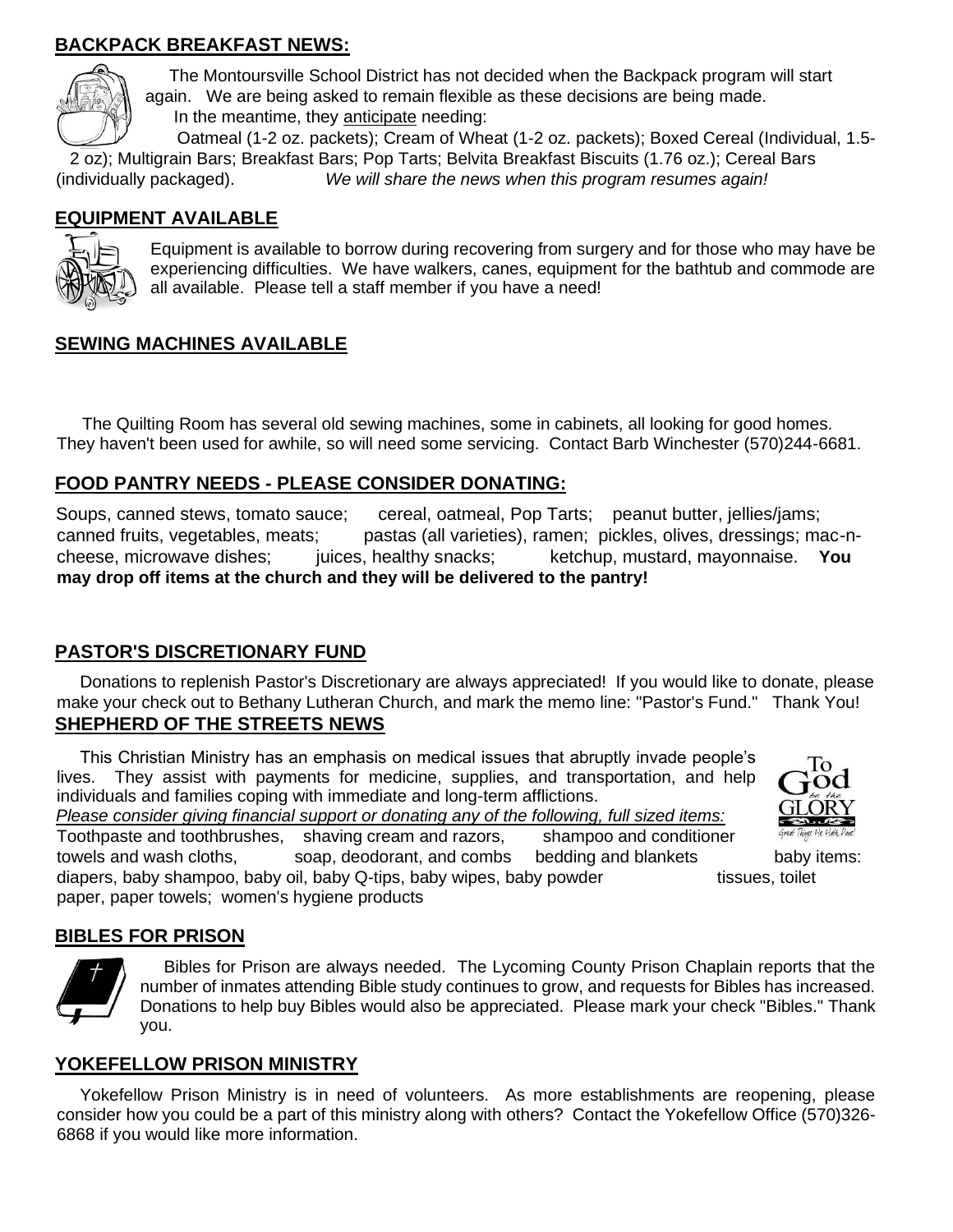## BACKPACK BREAKFAST NEWS:

The Montoursville School District has not decided when the Backpack program will start again. We are being asked to remain flexible as these decisions are being made.

In the meantime, they anticipate needing:

Oatmeal (1-2 oz. packets); Cream of Wheat (1-2 oz. packets); Boxed Cereal (Individual, 1.5-2 oz); Multigrain Bars; Breakfast Bars; Pop Tarts; Belvita Breakfast Biscuits (1.76 oz.); Cereal Bars (individually packaged). *We will share the news when this program resumes again!*

## EQUIPMENT AVAILABLE

Equipment is available to borrow during recovering from surgery and for those who may have be experiencing difficulties. We have walkers, canes, equipment for the bathtub and commode are all available. Please tell a staff member if you have a need!

## SEWING MACHINES AVAILABLE

The Quilting Room has several old sewing machines, some in cabinets, all looking for good homes. They haven't been used for awhile, so will need some servicing. Contact Barb Winchester (570)244-6681.

## FOOD PANTRY NEEDS - PLEASE CONSIDER DONATING:

Soups, canned stews, tomato sauce; cereal, oatmeal, Pop Tarts; peanut butter, jellies/jams; canned fruits, vegetables, meats; pastas (all varieties), ramen; pickles, olives, dressings; mac-n-cheese, microwave dishes; juices, healthy snacks; ketchup, mustard, mayonnaise. **You may drop off items at the church and they will be delivered to the pantry!**

## PASTOR'S DISCRETIONARY FUND

Donations to replenish Pastor's Discretionary are always appreciated! If you would like to donate, please make your check out to Bethany Lutheran Church, and mark the memo line: "Pastor's Fund." Thank You!

## SHEPHERD OF THE STREETS NEWS

This Christian Ministry has an emphasis on medical issues that abruptly invade people's lives. They assist with payments for medicine, supplies, and transportation, and help individuals and families coping with immediate and long-term afflictions.

*Please consider giving financial support or donating any of the following, full sized items:*

Toothpaste and toothbrushes, shaving cream and razors, shampoo and conditioner towels and wash cloths, soap, deodorant, and combs bedding and blankets baby items: diapers, baby shampoo, baby oil, baby Q-tips, baby wipes, baby powder tissues, toilet paper, paper towels; women's hygiene products

## BIBLES FOR PRISON

Bibles for Prison are always needed. The Lycoming County Prison Chaplain reports that the number of inmates attending Bible study continues to grow, and requests for Bibles has increased. Donations to help buy Bibles would also be appreciated. Please mark your check "Bibles." Thank you.

## YOKEFELLOW PRISON MINISTRY

Yokefellow Prison Ministry is in need of volunteers. As more establishments are reopening, please consider how you could be a part of this ministry along with others? Contact the Yokefellow Office (570)326-6868 if you would like more information.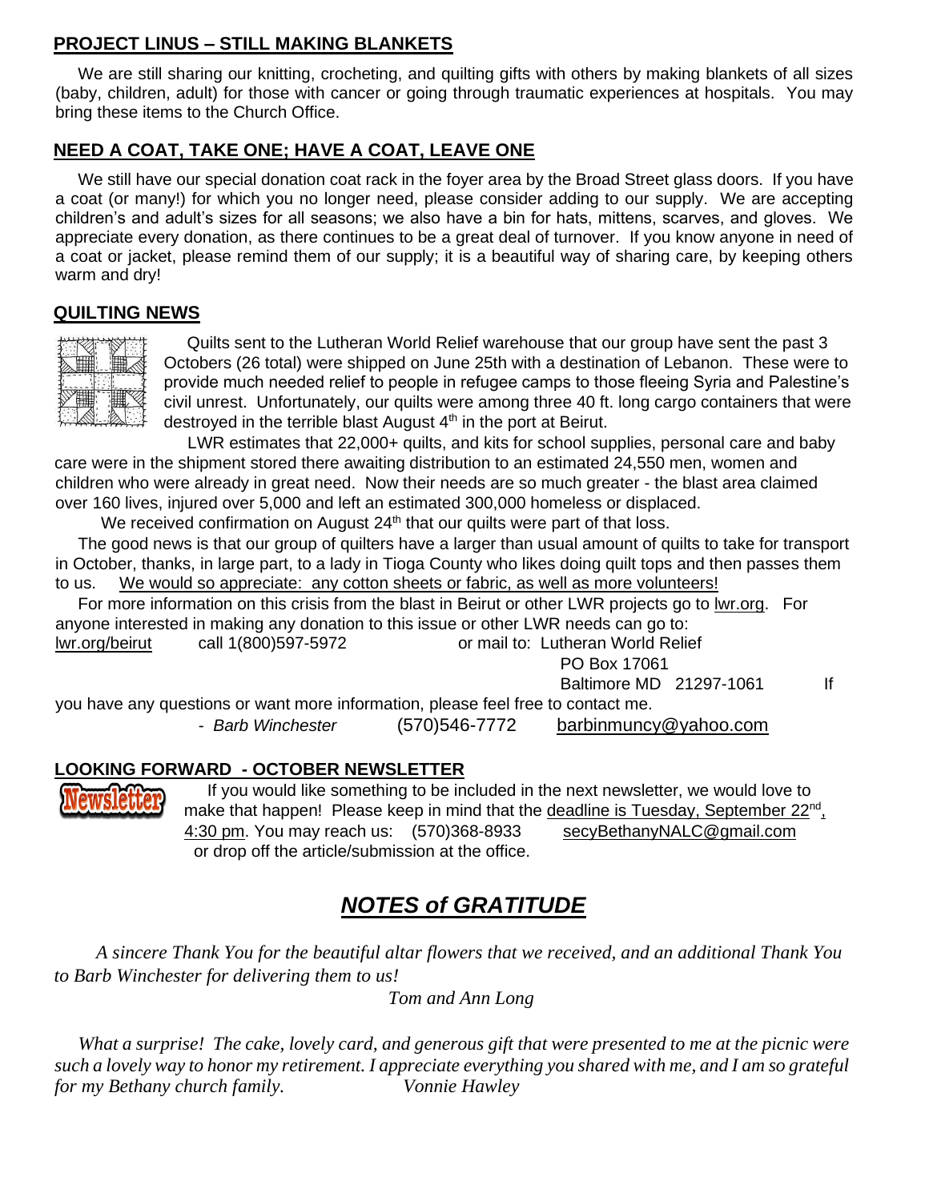## PROJECT LINUS – STILL MAKING BLANKETS

We are still sharing our knitting, crocheting, and quilting gifts with others by making blankets of all sizes (baby, children, adult) for those with cancer or going through traumatic experiences at hospitals. You may bring these items to the Church Office.

## NEED A COAT, TAKE ONE; HAVE A COAT, LEAVE ONE

We still have our special donation coat rack in the foyer area by the Broad Street glass doors. If you have a coat (or many!) for which you no longer need, please consider adding to our supply. We are accepting children's and adult's sizes for all seasons; we also have a bin for hats, mittens, scarves, and gloves. We appreciate every donation, as there continues to be a great deal of turnover. If you know anyone in need of a coat or jacket, please remind them of our supply; it is a beautiful way of sharing care, by keeping others warm and dry!

## QUILTING NEWS

Quilts sent to the Lutheran World Relief warehouse that our group have sent the past 3 Octobers (26 total) were shipped on June 25th with a destination of Lebanon. These were to provide much needed relief to people in refugee camps to those fleeing Syria and Palestine's civil unrest. Unfortunately, our quilts were among three 40 ft. long cargo containers that were destroyed in the terrible blast August 4th in the port at Beirut.

LWR estimates that 22,000+ quilts, and kits for school supplies, personal care and baby care were in the shipment stored there awaiting distribution to an estimated 24,550 men, women and children who were already in great need. Now their needs are so much greater - the blast area claimed over 160 lives, injured over 5,000 and left an estimated 300,000 homeless or displaced.

We received confirmation on August 24th that our quilts were part of that loss.

The good news is that our group of quilters have a larger than usual amount of quilts to take for transport in October, thanks, in large part, to a lady in Tioga County who likes doing quilt tops and then passes them to us. We would so appreciate: any cotton sheets or fabric, as well as more volunteers!

For more information on this crisis from the blast in Beirut or other LWR projects go to lwr.org. For anyone interested in making any donation to this issue or other LWR needs can go to:

lwr.org/beirut call 1(800)597-5972 or mail to: Lutheran World Relief
PO Box 17061
Baltimore MD 21297-1061

If you have any questions or want more information, please feel free to contact me.

- *Barb Winchester* (570)546-7772 barbinmuncy@yahoo.com

## LOOKING FORWARD - OCTOBER NEWSLETTER

If you would like something to be included in the next newsletter, we would love to make that happen! Please keep in mind that the deadline is Tuesday, September 22nd, 4:30 pm. You may reach us: (570)368-8933 secyBethanyNALC@gmail.com or drop off the article/submission at the office.

# *NOTES of GRATITUDE*

*A sincere Thank You for the beautiful altar flowers that we received, and an additional Thank You to Barb Winchester for delivering them to us!*

*Tom and Ann Long*

*What a surprise! The cake, lovely card, and generous gift that were presented to me at the picnic were such a lovely way to honor my retirement. I appreciate everything you shared with me, and I am so grateful for my Bethany church family.* *Vonnie Hawley*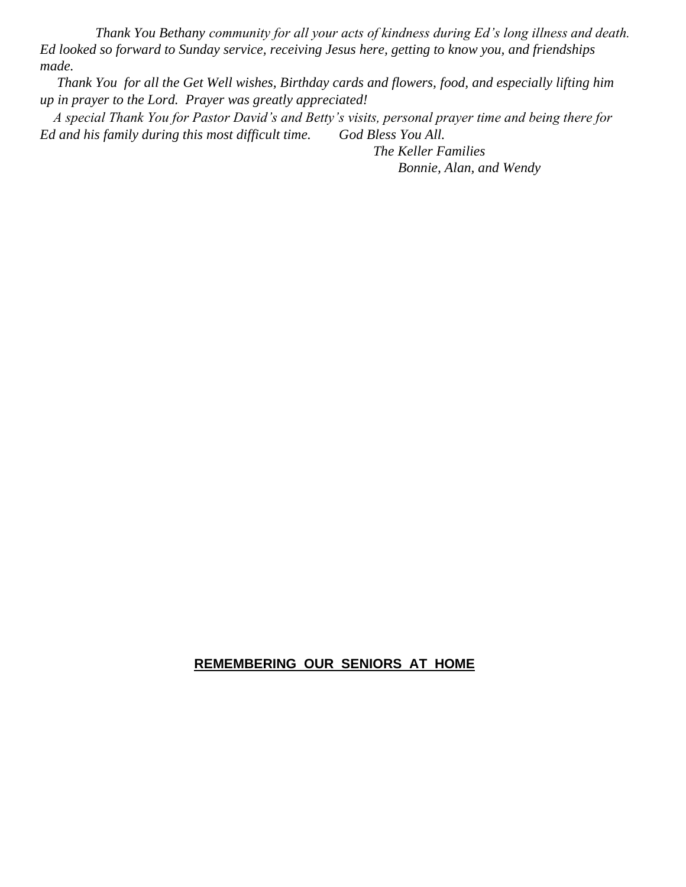*Thank You Bethany community for all your acts of kindness during Ed's long illness and death. Ed looked so forward to Sunday service, receiving Jesus here, getting to know you, and friendships made.*

*Thank You for all the Get Well wishes, Birthday cards and flowers, food, and especially lifting him up in prayer to the Lord. Prayer was greatly appreciated!*

*A special Thank You for Pastor David's and Betty's visits, personal prayer time and being there for Ed and his family during this most difficult time. God Bless You All.*

*The Keller Families*
*Bonnie, Alan, and Wendy*

**REMEMBERING OUR SENIORS AT HOME**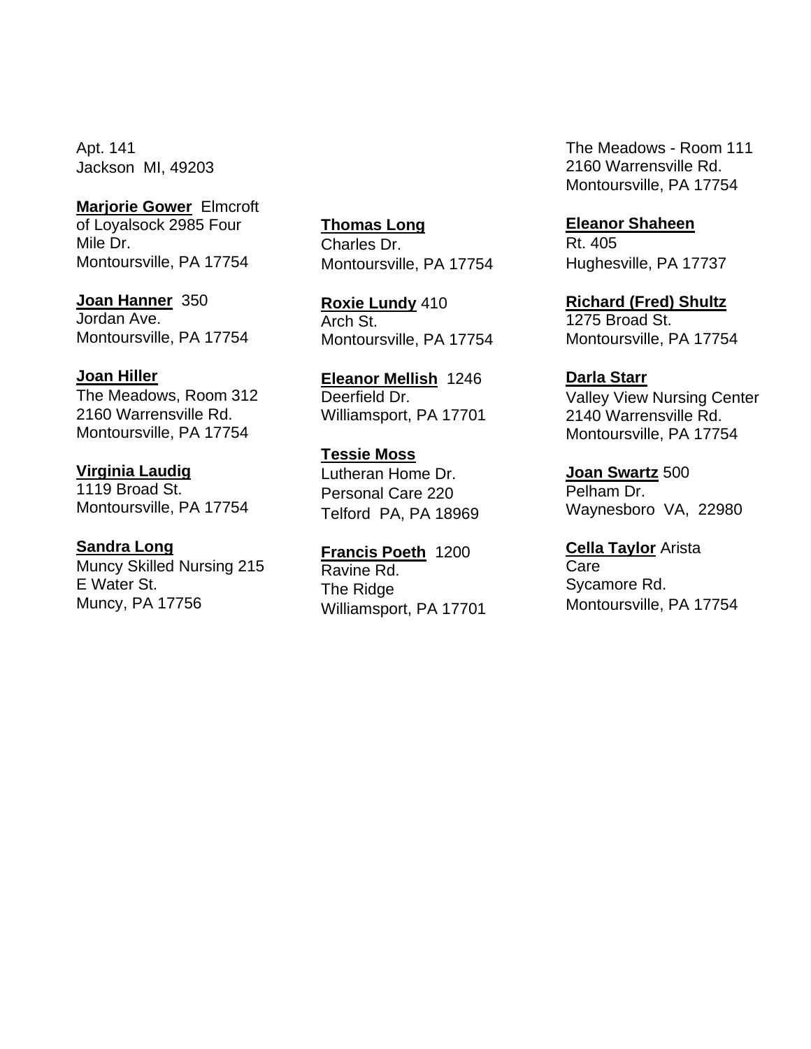Apt. 141
Jackson MI, 49203

**Marjorie Gower** Elmcroft of Loyalsock 2985 Four Mile Dr.
Montoursville, PA 17754

**Joan Hanner** 350 Jordan Ave.
Montoursville, PA 17754

**Joan Hiller**
The Meadows, Room 312
2160 Warrensville Rd.
Montoursville, PA 17754

**Virginia Laudig**
1119 Broad St.
Montoursville, PA 17754

**Sandra Long**
Muncy Skilled Nursing 215 E Water St.
Muncy, PA 17756

**Thomas Long**
Charles Dr.
Montoursville, PA 17754

**Roxie Lundy** 410 Arch St.
Montoursville, PA 17754

**Eleanor Mellish** 1246 Deerfield Dr.
Williamsport, PA 17701

**Tessie Moss**
Lutheran Home Dr.
Personal Care 220
Telford PA, PA 18969

**Francis Poeth** 1200 Ravine Rd.
The Ridge
Williamsport, PA 17701

The Meadows - Room 111
2160 Warrensville Rd.
Montoursville, PA 17754

**Eleanor Shaheen**
Rt. 405
Hughesville, PA 17737

**Richard (Fred) Shultz**
1275 Broad St.
Montoursville, PA 17754

**Darla Starr**
Valley View Nursing Center
2140 Warrensville Rd.
Montoursville, PA 17754

**Joan Swartz** 500 Pelham Dr.
Waynesboro VA, 22980

**Cella Taylor** Arista Care
Sycamore Rd.
Montoursville, PA 17754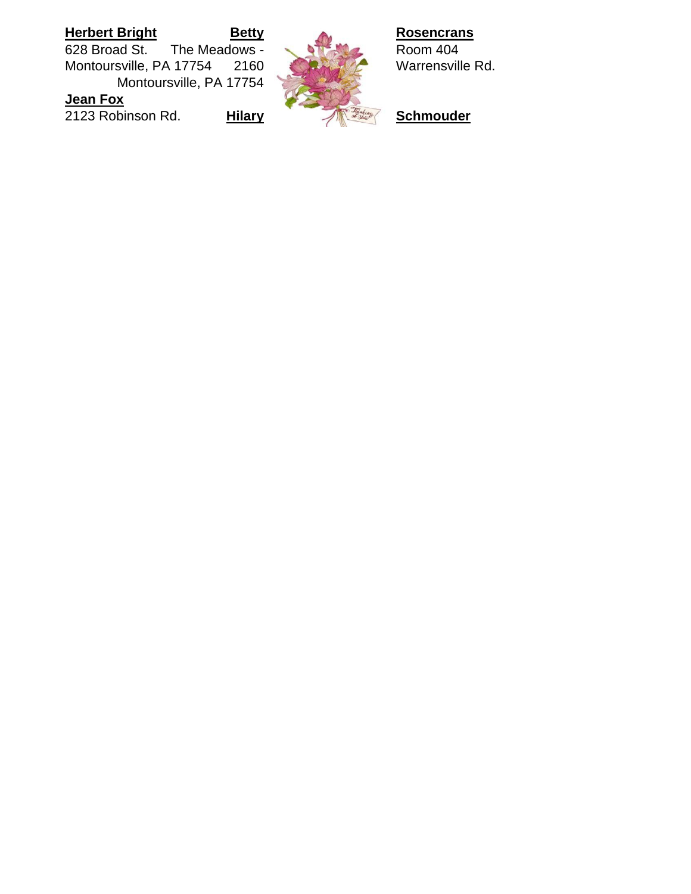**Herbert Bright**
628 Broad St.
Montoursville, PA 17754

**Jean Fox**
2123 Robinson Rd.

**Betty**
The Meadows -
2160
Montoursville, PA 17754

**Hilary**

**Rosencrans**
Room 404
Warrensville Rd.

**Schmouder**